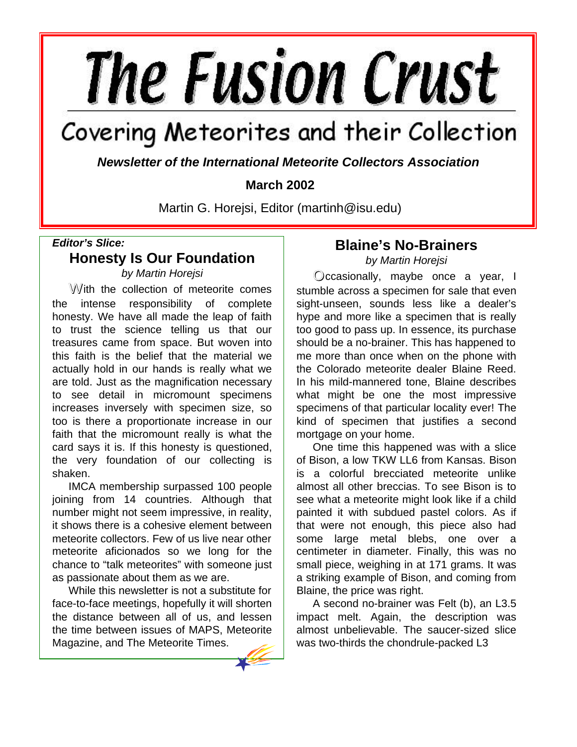# The Fusion Crust

## Covering Meteorites and their Collection

***Newsletter of the International Meteorite Collectors Association***

**March 2002**

Martin G. Horejsi, Editor (martinh@isu.edu)

***Editor's Slice:***

## Honesty Is Our Foundation

*by Martin Horejsi*

With the collection of meteorite comes the intense responsibility of complete honesty. We have all made the leap of faith to trust the science telling us that our treasures came from space. But woven into this faith is the belief that the material we actually hold in our hands is really what we are told. Just as the magnification necessary to see detail in micromount specimens increases inversely with specimen size, so too is there a proportionate increase in our faith that the micromount really is what the card says it is. If this honesty is questioned, the very foundation of our collecting is shaken.

IMCA membership surpassed 100 people joining from 14 countries. Although that number might not seem impressive, in reality, it shows there is a cohesive element between meteorite collectors. Few of us live near other meteorite aficionados so we long for the chance to "talk meteorites" with someone just as passionate about them as we are.

While this newsletter is not a substitute for face-to-face meetings, hopefully it will shorten the distance between all of us, and lessen the time between issues of MAPS, Meteorite Magazine, and The Meteorite Times.

## Blaine's No-Brainers

*by Martin Horejsi*

Occasionally, maybe once a year, I stumble across a specimen for sale that even sight-unseen, sounds less like a dealer's hype and more like a specimen that is really too good to pass up. In essence, its purchase should be a no-brainer. This has happened to me more than once when on the phone with the Colorado meteorite dealer Blaine Reed. In his mild-mannered tone, Blaine describes what might be one the most impressive specimens of that particular locality ever! The kind of specimen that justifies a second mortgage on your home.

One time this happened was with a slice of Bison, a low TKW LL6 from Kansas. Bison is a colorful brecciated meteorite unlike almost all other breccias. To see Bison is to see what a meteorite might look like if a child painted it with subdued pastel colors. As if that were not enough, this piece also had some large metal blebs, one over a centimeter in diameter. Finally, this was no small piece, weighing in at 171 grams. It was a striking example of Bison, and coming from Blaine, the price was right.

A second no-brainer was Felt (b), an L3.5 impact melt. Again, the description was almost unbelievable. The saucer-sized slice was two-thirds the chondrule-packed L3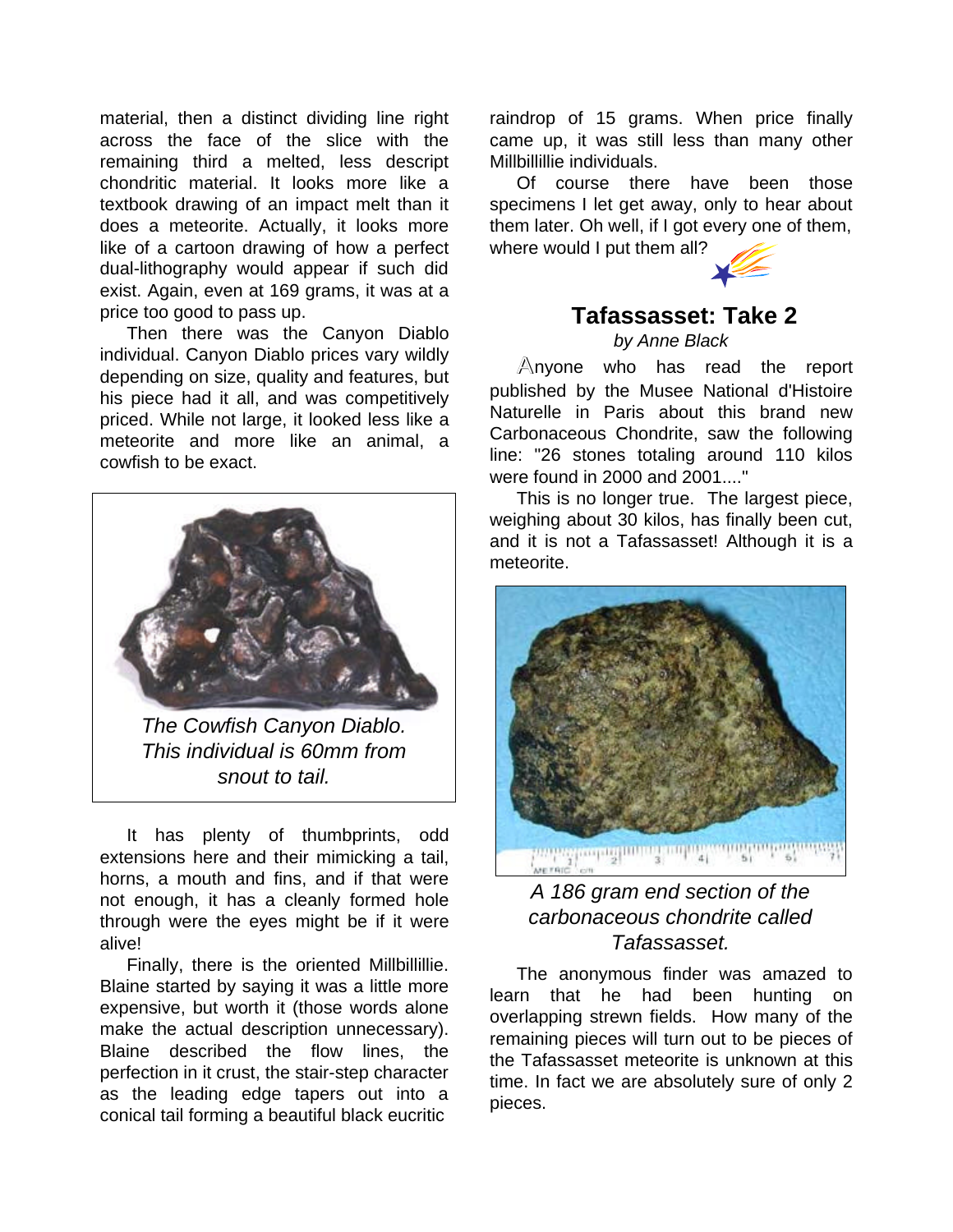material, then a distinct dividing line right across the face of the slice with the remaining third a melted, less descript chondritic material. It looks more like a textbook drawing of an impact melt than it does a meteorite. Actually, it looks more like of a cartoon drawing of how a perfect dual-lithography would appear if such did exist. Again, even at 169 grams, it was at a price too good to pass up.

Then there was the Canyon Diablo individual. Canyon Diablo prices vary wildly depending on size, quality and features, but his piece had it all, and was competitively priced. While not large, it looked less like a meteorite and more like an animal, a cowfish to be exact.

*The Cowfish Canyon Diablo. This individual is 60mm from snout to tail.*

It has plenty of thumbprints, odd extensions here and their mimicking a tail, horns, a mouth and fins, and if that were not enough, it has a cleanly formed hole through were the eyes might be if it were alive!

Finally, there is the oriented Millbillillie. Blaine started by saying it was a little more expensive, but worth it (those words alone make the actual description unnecessary). Blaine described the flow lines, the perfection in it crust, the stair-step character as the leading edge tapers out into a conical tail forming a beautiful black eucritic raindrop of 15 grams. When price finally came up, it was still less than many other Millbillillie individuals.

Of course there have been those specimens I let get away, only to hear about them later. Oh well, if I got every one of them, where would I put them all?

## Tafassasset: Take 2

*by Anne Black*

Anyone who has read the report published by the Musee National d'Histoire Naturelle in Paris about this brand new Carbonaceous Chondrite, saw the following line: "26 stones totaling around 110 kilos were found in 2000 and 2001...."

This is no longer true. The largest piece, weighing about 30 kilos, has finally been cut, and it is not a Tafassasset! Although it is a meteorite.

*A 186 gram end section of the carbonaceous chondrite called Tafassasset.*

The anonymous finder was amazed to learn that he had been hunting on overlapping strewn fields. How many of the remaining pieces will turn out to be pieces of the Tafassasset meteorite is unknown at this time. In fact we are absolutely sure of only 2 pieces.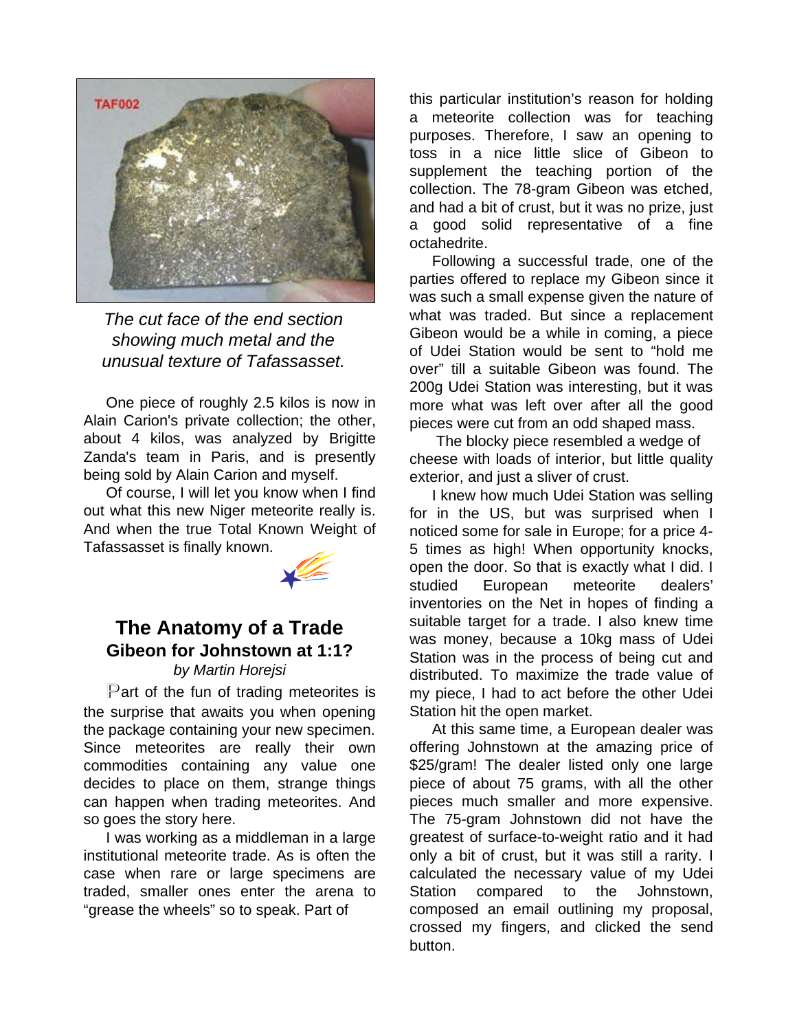*The cut face of the end section showing much metal and the unusual texture of Tafassasset.*

One piece of roughly 2.5 kilos is now in Alain Carion's private collection; the other, about 4 kilos, was analyzed by Brigitte Zanda's team in Paris, and is presently being sold by Alain Carion and myself.

Of course, I will let you know when I find out what this new Niger meteorite really is. And when the true Total Known Weight of Tafassasset is finally known.

## The Anatomy of a Trade

### Gibeon for Johnstown at 1:1?

*by Martin Horejsi*

Part of the fun of trading meteorites is the surprise that awaits you when opening the package containing your new specimen. Since meteorites are really their own commodities containing any value one decides to place on them, strange things can happen when trading meteorites. And so goes the story here.

I was working as a middleman in a large institutional meteorite trade. As is often the case when rare or large specimens are traded, smaller ones enter the arena to "grease the wheels" so to speak. Part of this particular institution's reason for holding a meteorite collection was for teaching purposes. Therefore, I saw an opening to toss in a nice little slice of Gibeon to supplement the teaching portion of the collection. The 78-gram Gibeon was etched, and had a bit of crust, but it was no prize, just a good solid representative of a fine octahedrite.

Following a successful trade, one of the parties offered to replace my Gibeon since it was such a small expense given the nature of what was traded. But since a replacement Gibeon would be a while in coming, a piece of Udei Station would be sent to "hold me over" till a suitable Gibeon was found. The 200g Udei Station was interesting, but it was more what was left over after all the good pieces were cut from an odd shaped mass.

The blocky piece resembled a wedge of cheese with loads of interior, but little quality exterior, and just a sliver of crust.

I knew how much Udei Station was selling for in the US, but was surprised when I noticed some for sale in Europe; for a price 4-5 times as high! When opportunity knocks, open the door. So that is exactly what I did. I studied European meteorite dealers' inventories on the Net in hopes of finding a suitable target for a trade. I also knew time was money, because a 10kg mass of Udei Station was in the process of being cut and distributed. To maximize the trade value of my piece, I had to act before the other Udei Station hit the open market.

At this same time, a European dealer was offering Johnstown at the amazing price of $25/gram! The dealer listed only one large piece of about 75 grams, with all the other pieces much smaller and more expensive. The 75-gram Johnstown did not have the greatest of surface-to-weight ratio and it had only a bit of crust, but it was still a rarity. I calculated the necessary value of my Udei Station compared to the Johnstown, composed an email outlining my proposal, crossed my fingers, and clicked the send button.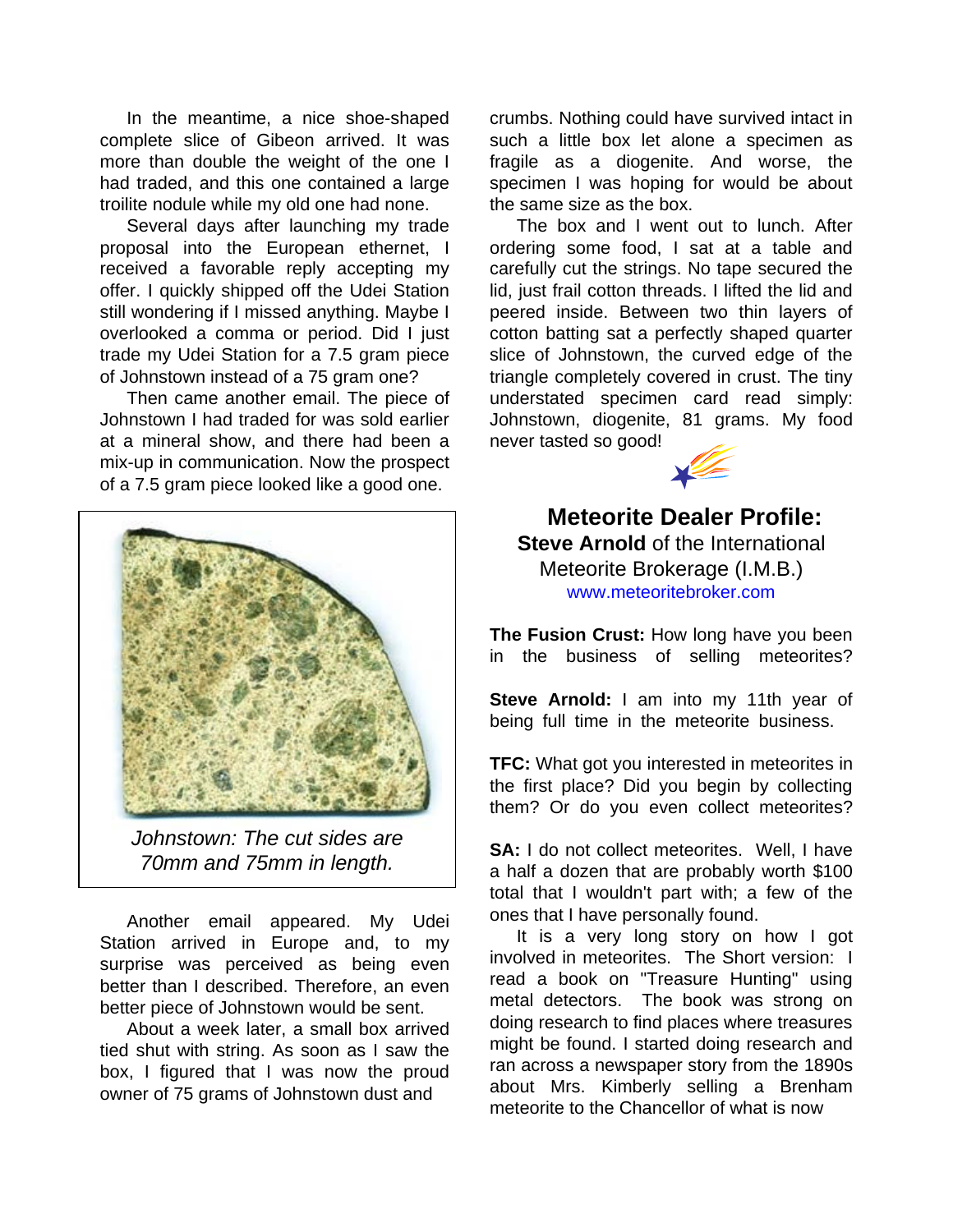In the meantime, a nice shoe-shaped complete slice of Gibeon arrived. It was more than double the weight of the one I had traded, and this one contained a large troilite nodule while my old one had none.

Several days after launching my trade proposal into the European ethernet, I received a favorable reply accepting my offer. I quickly shipped off the Udei Station still wondering if I missed anything. Maybe I overlooked a comma or period. Did I just trade my Udei Station for a 7.5 gram piece of Johnstown instead of a 75 gram one?

Then came another email. The piece of Johnstown I had traded for was sold earlier at a mineral show, and there had been a mix-up in communication. Now the prospect of a 7.5 gram piece looked like a good one.

*Johnstown: The cut sides are 70mm and 75mm in length.*

Another email appeared. My Udei Station arrived in Europe and, to my surprise was perceived as being even better than I described. Therefore, an even better piece of Johnstown would be sent.

About a week later, a small box arrived tied shut with string. As soon as I saw the box, I figured that I was now the proud owner of 75 grams of Johnstown dust and crumbs. Nothing could have survived intact in such a little box let alone a specimen as fragile as a diogenite. And worse, the specimen I was hoping for would be about the same size as the box.

The box and I went out to lunch. After ordering some food, I sat at a table and carefully cut the strings. No tape secured the lid, just frail cotton threads. I lifted the lid and peered inside. Between two thin layers of cotton batting sat a perfectly shaped quarter slice of Johnstown, the curved edge of the triangle completely covered in crust. The tiny understated specimen card read simply: Johnstown, diogenite, 81 grams. My food never tasted so good!

## Meteorite Dealer Profile:

**Steve Arnold** of the International Meteorite Brokerage (I.M.B.)

www.meteoritebroker.com

**The Fusion Crust:** How long have you been in the business of selling meteorites?

**Steve Arnold:** I am into my 11th year of being full time in the meteorite business.

**TFC:** What got you interested in meteorites in the first place? Did you begin by collecting them? Or do you even collect meteorites?

**SA:** I do not collect meteorites. Well, I have a half a dozen that are probably worth $100 total that I wouldn't part with; a few of the ones that I have personally found.

It is a very long story on how I got involved in meteorites. The Short version: I read a book on "Treasure Hunting" using metal detectors. The book was strong on doing research to find places where treasures might be found. I started doing research and ran across a newspaper story from the 1890s about Mrs. Kimberly selling a Brenham meteorite to the Chancellor of what is now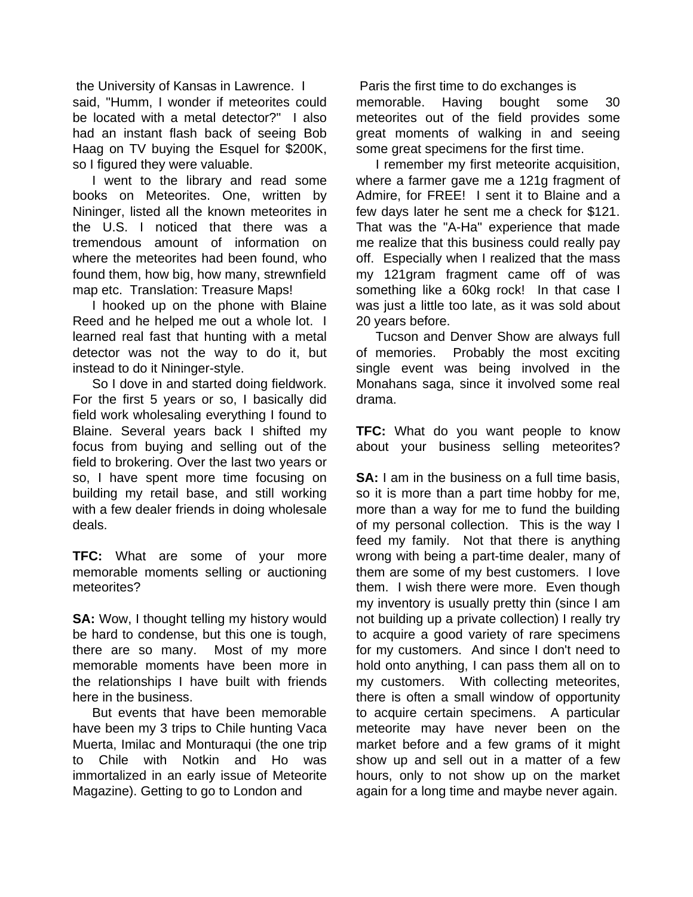the University of Kansas in Lawrence. I said, "Humm, I wonder if meteorites could be located with a metal detector?" I also had an instant flash back of seeing Bob Haag on TV buying the Esquel for $200K, so I figured they were valuable.

I went to the library and read some books on Meteorites. One, written by Nininger, listed all the known meteorites in the U.S. I noticed that there was a tremendous amount of information on where the meteorites had been found, who found them, how big, how many, strewnfield map etc. Translation: Treasure Maps!

I hooked up on the phone with Blaine Reed and he helped me out a whole lot. I learned real fast that hunting with a metal detector was not the way to do it, but instead to do it Nininger-style.

So I dove in and started doing fieldwork. For the first 5 years or so, I basically did field work wholesaling everything I found to Blaine. Several years back I shifted my focus from buying and selling out of the field to brokering. Over the last two years or so, I have spent more time focusing on building my retail base, and still working with a few dealer friends in doing wholesale deals.

**TFC:** What are some of your more memorable moments selling or auctioning meteorites?

**SA:** Wow, I thought telling my history would be hard to condense, but this one is tough, there are so many. Most of my more memorable moments have been more in the relationships I have built with friends here in the business.

But events that have been memorable have been my 3 trips to Chile hunting Vaca Muerta, Imilac and Monturaqui (the one trip to Chile with Notkin and Ho was immortalized in an early issue of Meteorite Magazine). Getting to go to London and Paris the first time to do exchanges is memorable. Having bought some 30 meteorites out of the field provides some great moments of walking in and seeing some great specimens for the first time.

I remember my first meteorite acquisition, where a farmer gave me a 121g fragment of Admire, for FREE! I sent it to Blaine and a few days later he sent me a check for $121. That was the "A-Ha" experience that made me realize that this business could really pay off. Especially when I realized that the mass my 121gram fragment came off of was something like a 60kg rock! In that case I was just a little too late, as it was sold about 20 years before.

Tucson and Denver Show are always full of memories. Probably the most exciting single event was being involved in the Monahans saga, since it involved some real drama.

**TFC:** What do you want people to know about your business selling meteorites?

**SA:** I am in the business on a full time basis, so it is more than a part time hobby for me, more than a way for me to fund the building of my personal collection. This is the way I feed my family. Not that there is anything wrong with being a part-time dealer, many of them are some of my best customers. I love them. I wish there were more. Even though my inventory is usually pretty thin (since I am not building up a private collection) I really try to acquire a good variety of rare specimens for my customers. And since I don't need to hold onto anything, I can pass them all on to my customers. With collecting meteorites, there is often a small window of opportunity to acquire certain specimens. A particular meteorite may have never been on the market before and a few grams of it might show up and sell out in a matter of a few hours, only to not show up on the market again for a long time and maybe never again.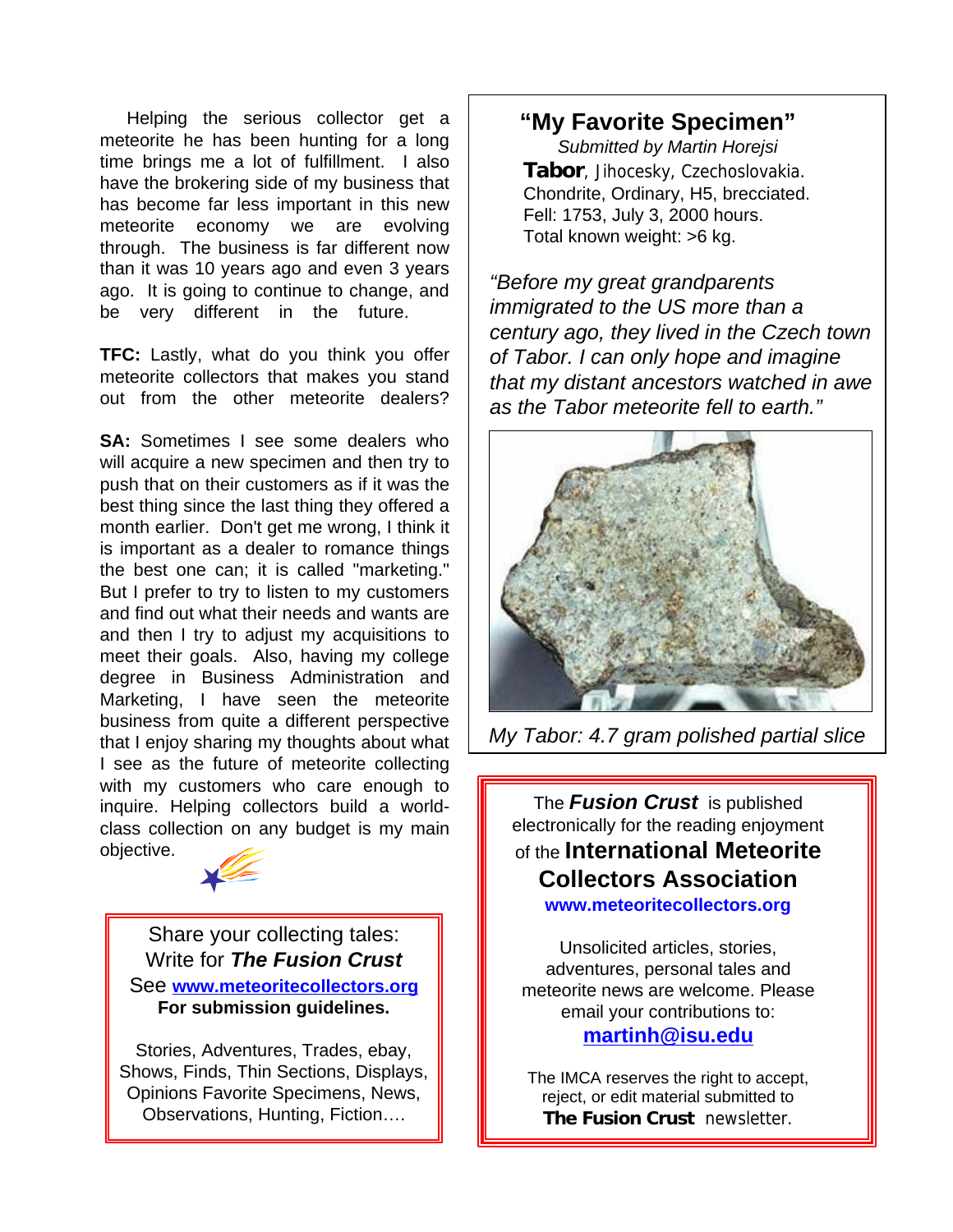Helping the serious collector get a meteorite he has been hunting for a long time brings me a lot of fulfillment. I also have the brokering side of my business that has become far less important in this new meteorite economy we are evolving through. The business is far different now than it was 10 years ago and even 3 years ago. It is going to continue to change, and be very different in the future.

**TFC:** Lastly, what do you think you offer meteorite collectors that makes you stand out from the other meteorite dealers?

**SA:** Sometimes I see some dealers who will acquire a new specimen and then try to push that on their customers as if it was the best thing since the last thing they offered a month earlier. Don't get me wrong, I think it is important as a dealer to romance things the best one can; it is called "marketing." But I prefer to try to listen to my customers and find out what their needs and wants are and then I try to adjust my acquisitions to meet their goals. Also, having my college degree in Business Administration and Marketing, I have seen the meteorite business from quite a different perspective that I enjoy sharing my thoughts about what I see as the future of meteorite collecting with my customers who care enough to inquire. Helping collectors build a world-class collection on any budget is my main objective.

Share your collecting tales:
Write for ***The Fusion Crust***
See www.meteoritecollectors.org
**For submission guidelines.**

Stories, Adventures, Trades, ebay, Shows, Finds, Thin Sections, Displays, Opinions Favorite Specimens, News, Observations, Hunting, Fiction….

## "My Favorite Specimen"

*Submitted by Martin Horejsi*

**Tabor**, Jihocesky, Czechoslovakia.
Chondrite, Ordinary, H5, brecciated.
Fell: 1753, July 3, 2000 hours.
Total known weight: >6 kg.

*"Before my great grandparents immigrated to the US more than a century ago, they lived in the Czech town of Tabor. I can only hope and imagine that my distant ancestors watched in awe as the Tabor meteorite fell to earth."*

*My Tabor: 4.7 gram polished partial slice*

The ***Fusion Crust*** is published electronically for the reading enjoyment of the **International Meteorite Collectors Association**
www.meteoritecollectors.org

Unsolicited articles, stories, adventures, personal tales and meteorite news are welcome. Please email your contributions to:
**martinh@isu.edu**

The IMCA reserves the right to accept, reject, or edit material submitted to **The Fusion Crust** newsletter.